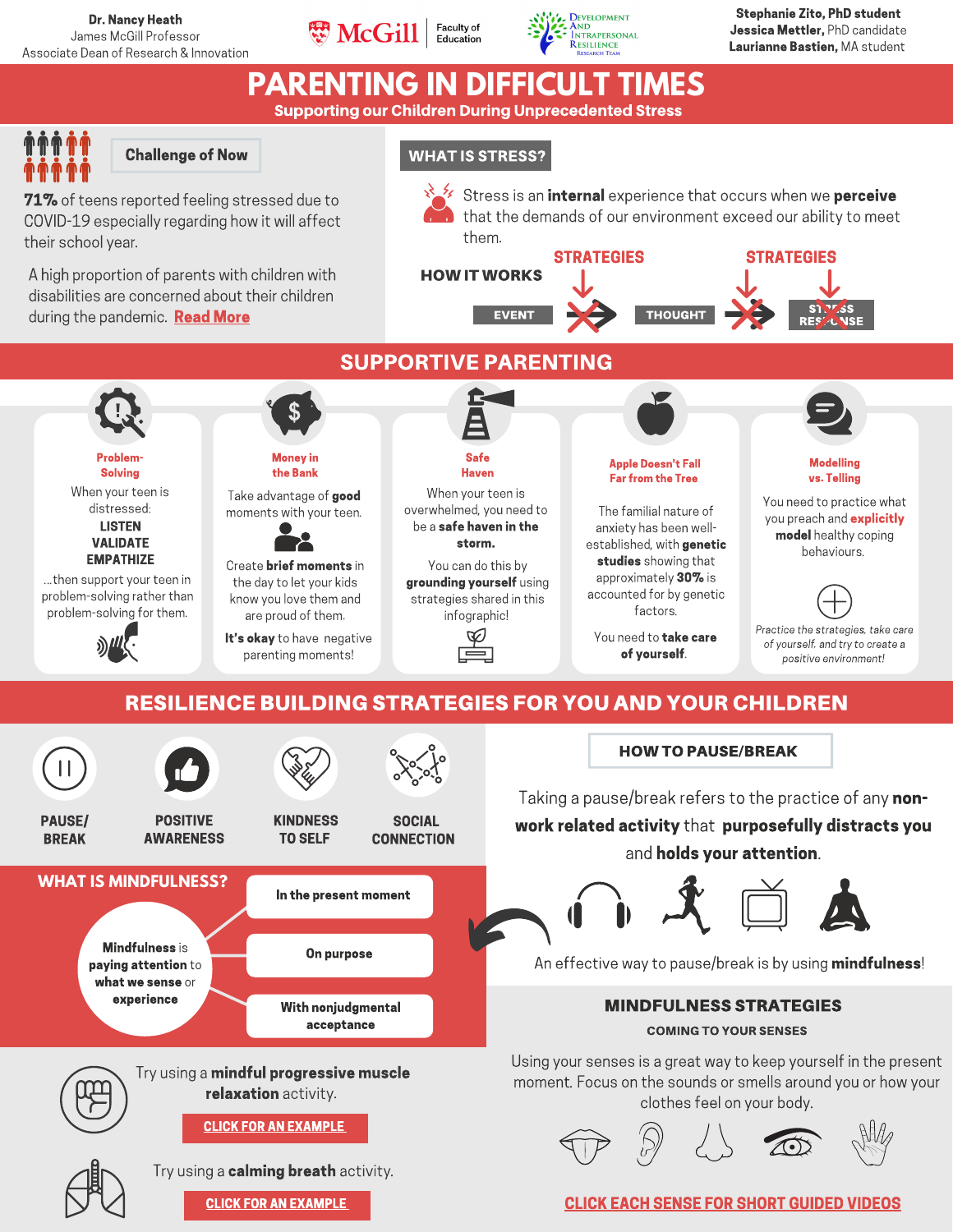Dr. Nancy Heath
James McGill Professor
Associate Dean of Research & Innovation

McGill | Faculty of Education

Development and Intrapersonal Resilience Research Team

**Stephanie Zito, PhD student**
**Jessica Mettler,** PhD candidate
**Laurianne Bastien,** MA student

# PARENTING IN DIFFICULT TIMES

## Supporting our Children During Unprecedented Stress

### Challenge of Now

**71%** of teens reported feeling stressed due to COVID-19 especially regarding how it will affect their school year.

A high proportion of parents with children with disabilities are concerned about their children during the pandemic. **Read More**

### WHAT IS STRESS?

Stress is an **internal** experience that occurs when we **perceive** that the demands of our environment exceed our ability to meet them.

**HOW IT WORKS**

EVENT → THOUGHT → STRESS RESPONSE

STRATEGIES (between Event and Thought) — STRATEGIES (between Thought and Stress Response)

## SUPPORTIVE PARENTING

**Problem-Solving**

When your teen is distressed:
**LISTEN**
**VALIDATE**
**EMPATHIZE**
...then support your teen in problem-solving rather than problem-solving for them.

**Money in the Bank**

Take advantage of **good** moments with your teen.

Create **brief moments** in the day to let your kids know you love them and are proud of them.

**It's okay** to have negative parenting moments!

**Safe Haven**

When your teen is overwhelmed, you need to be a **safe haven in the storm.**

You can do this by **grounding yourself** using strategies shared in this infographic!

**Apple Doesn't Fall Far from the Tree**

The familial nature of anxiety has been well-established, with **genetic studies** showing that approximately **30%** is accounted for by genetic factors.

You need to **take care of yourself**.

**Modelling vs. Telling**

You need to practice what you preach and **explicitly model** healthy coping behaviours.

*Practice the strategies, take care of yourself, and try to create a positive environment!*

## RESILIENCE BUILDING STRATEGIES FOR YOU AND YOUR CHILDREN

**PAUSE/ BREAK** | **POSITIVE AWARENESS** | **KINDNESS TO SELF** | **SOCIAL CONNECTION**

### HOW TO PAUSE/BREAK

Taking a pause/break refers to the practice of any **non-work related activity** that **purposefully distracts you** and **holds your attention.**

An effective way to pause/break is by using **mindfulness**!

### WHAT IS MINDFULNESS?

**Mindfulness** is **paying attention** to **what we sense** or **experience**

- **In the present moment**
- **On purpose**
- **With nonjudgmental acceptance**

Try using a **mindful progressive muscle relaxation** activity.

**CLICK FOR AN EXAMPLE**

Try using a **calming breath** activity.

**CLICK FOR AN EXAMPLE**

### MINDFULNESS STRATEGIES

**COMING TO YOUR SENSES**

Using your senses is a great way to keep yourself in the present moment. Focus on the sounds or smells around you or how your clothes feel on your body.

**CLICK EACH SENSE FOR SHORT GUIDED VIDEOS**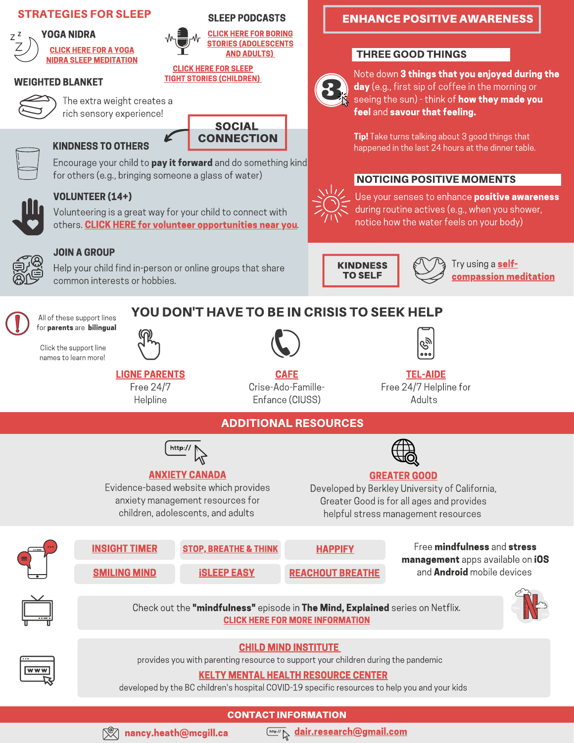## STRATEGIES FOR SLEEP

### YOGA NIDRA

CLICK HERE FOR A YOGA NIDRA SLEEP MEDITATION

### SLEEP PODCASTS

CLICK HERE FOR BORING STORIES (ADOLESCENTS AND ADULTS)

CLICK HERE FOR SLEEP TIGHT STORIES (CHILDREN)

### WEIGHTED BLANKET

The extra weight creates a rich sensory experience!

## SOCIAL CONNECTION

### KINDNESS TO OTHERS

Encourage your child to **pay it forward** and do something kind for others (e.g., bringing someone a glass of water)

### VOLUNTEER (14+)

Volunteering is a great way for your child to connect with others. CLICK HERE for volunteer opportunities near you.

### JOIN A GROUP

Help your child find in-person or online groups that share common interests or hobbies.

## ENHANCE POSITIVE AWARENESS

### THREE GOOD THINGS

Note down **3 things that you enjoyed during the day** (e.g., first sip of coffee in the morning or seeing the sun) - think of **how they made you feel** and **savour that feeling.**

**Tip!** Take turns talking about 3 good things that happened in the last 24 hours at the dinner table.

### NOTICING POSITIVE MOMENTS

Use your senses to enhance **positive awareness** during routine actives (e.g., when you shower, notice how the water feels on your body)

### KINDNESS TO SELF

Try using a self-compassion meditation

## YOU DON'T HAVE TO BE IN CRISIS TO SEEK HELP

All of these support lines for **parents** are **bilingual**

Click the support line names to learn more!

**LIGNE PARENTS**
Free 24/7 Helpline

**CAFE**
Crise-Ado-Famille-Enfance (CIUSS)

**TEL-AIDE**
Free 24/7 Helpline for Adults

## ADDITIONAL RESOURCES

**ANXIETY CANADA**
Evidence-based website which provides anxiety management resources for children, adolescents, and adults

**GREATER GOOD**
Developed by Berkley University of California, Greater Good is for all ages and provides helpful stress management resources

| | | |
|---|---|---|
| INSIGHT TIMER | STOP, BREATHE & THINK | HAPPIFY |
| SMILING MIND | iSLEEP EASY | REACHOUT BREATHE |

Free **mindfulness** and **stress management** apps available on **iOS** and **Android** mobile devices

Check out the **"mindfulness"** episode in **The Mind, Explained** series on Netflix.
CLICK HERE FOR MORE INFORMATION

**CHILD MIND INSTITUTE**
provides you with parenting resource to support your children during the pandemic

**KELTY MENTAL HEALTH RESOURCE CENTER**
developed by the BC children's hospital COVID-19 specific resources to help you and your kids

## CONTACT INFORMATION

nancy.heath@mcgill.ca

dair.research@gmail.com